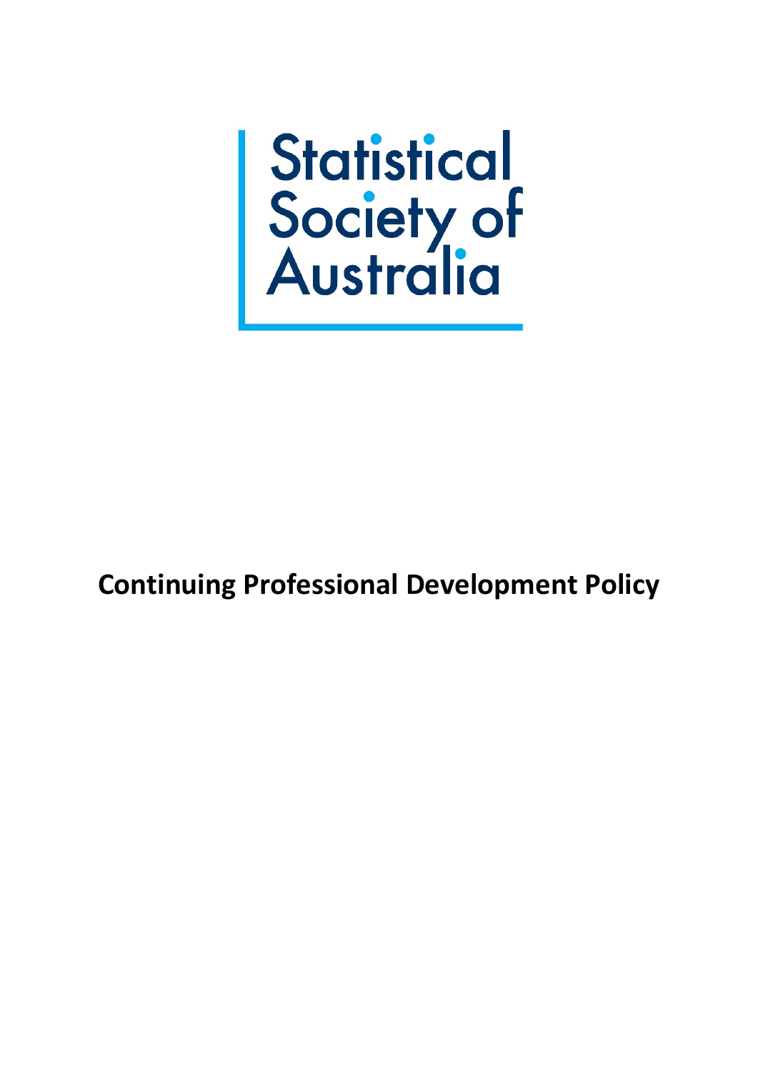Statistical Society of Australia

# Continuing Professional Development Policy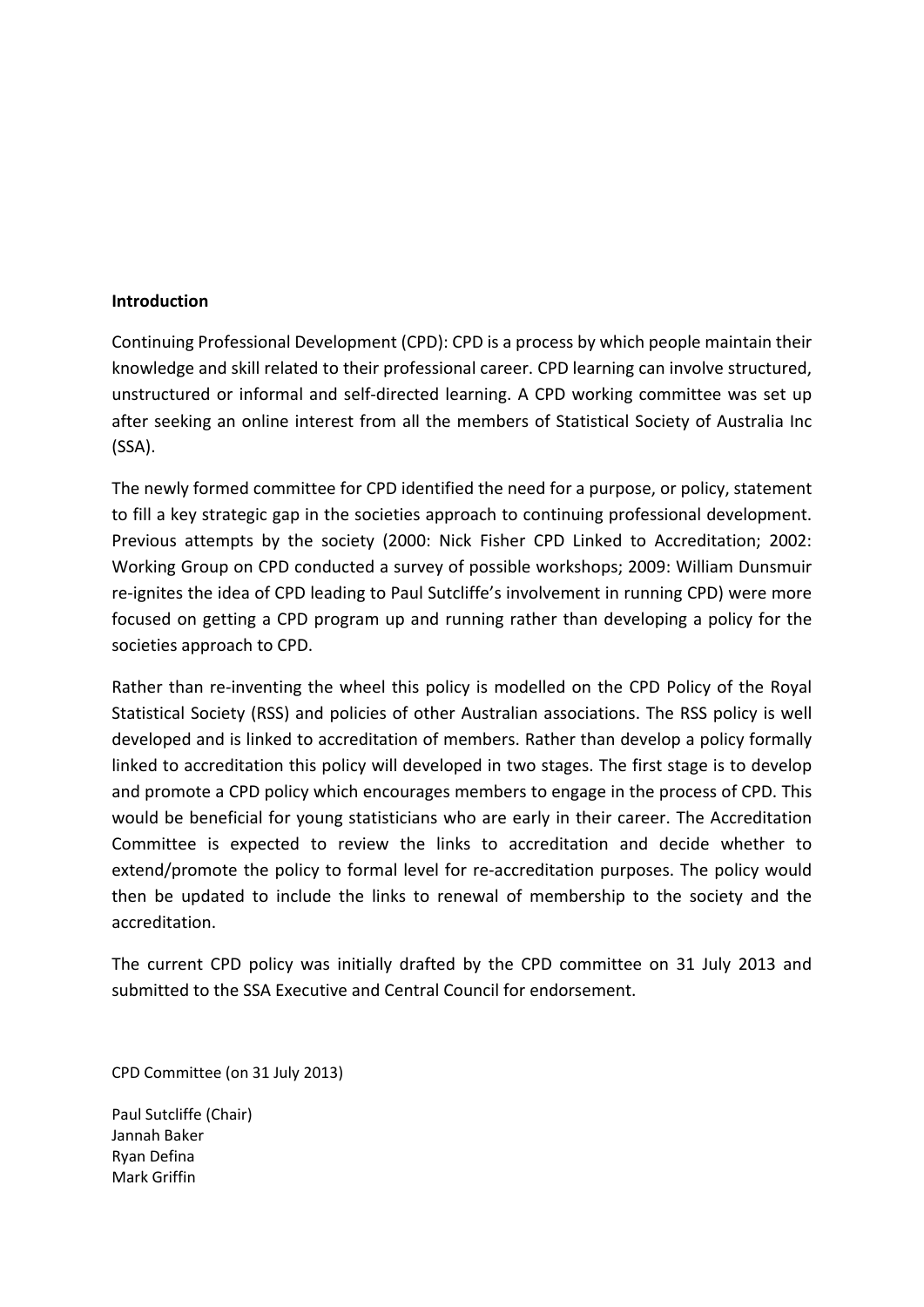**Introduction**

Continuing Professional Development (CPD): CPD is a process by which people maintain their knowledge and skill related to their professional career. CPD learning can involve structured, unstructured or informal and self-directed learning. A CPD working committee was set up after seeking an online interest from all the members of Statistical Society of Australia Inc (SSA).

The newly formed committee for CPD identified the need for a purpose, or policy, statement to fill a key strategic gap in the societies approach to continuing professional development. Previous attempts by the society (2000: Nick Fisher CPD Linked to Accreditation; 2002: Working Group on CPD conducted a survey of possible workshops; 2009: William Dunsmuir re-ignites the idea of CPD leading to Paul Sutcliffe's involvement in running CPD) were more focused on getting a CPD program up and running rather than developing a policy for the societies approach to CPD.

Rather than re-inventing the wheel this policy is modelled on the CPD Policy of the Royal Statistical Society (RSS) and policies of other Australian associations. The RSS policy is well developed and is linked to accreditation of members. Rather than develop a policy formally linked to accreditation this policy will developed in two stages. The first stage is to develop and promote a CPD policy which encourages members to engage in the process of CPD. This would be beneficial for young statisticians who are early in their career. The Accreditation Committee is expected to review the links to accreditation and decide whether to extend/promote the policy to formal level for re-accreditation purposes. The policy would then be updated to include the links to renewal of membership to the society and the accreditation.

The current CPD policy was initially drafted by the CPD committee on 31 July 2013 and submitted to the SSA Executive and Central Council for endorsement.

CPD Committee (on 31 July 2013)

Paul Sutcliffe (Chair)
Jannah Baker
Ryan Defina
Mark Griffin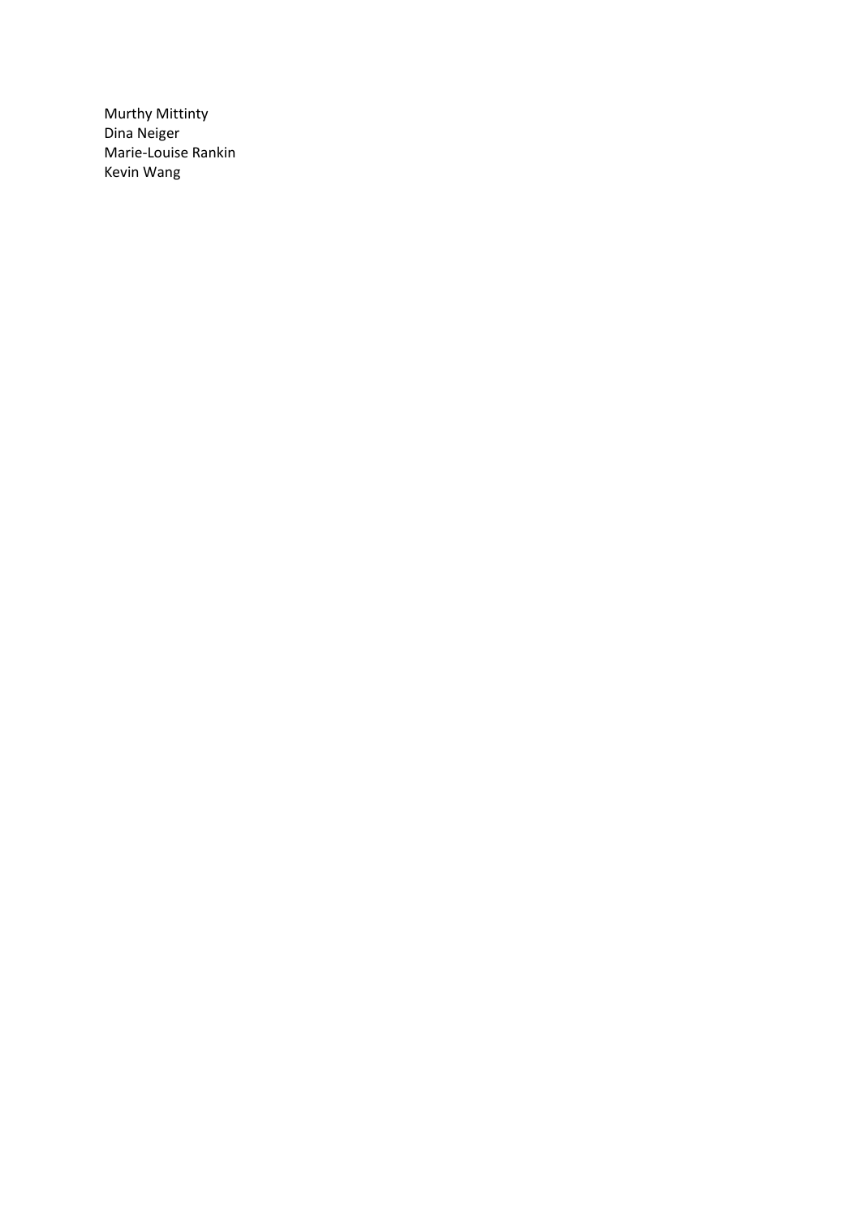Murthy Mittinty
Dina Neiger
Marie-Louise Rankin
Kevin Wang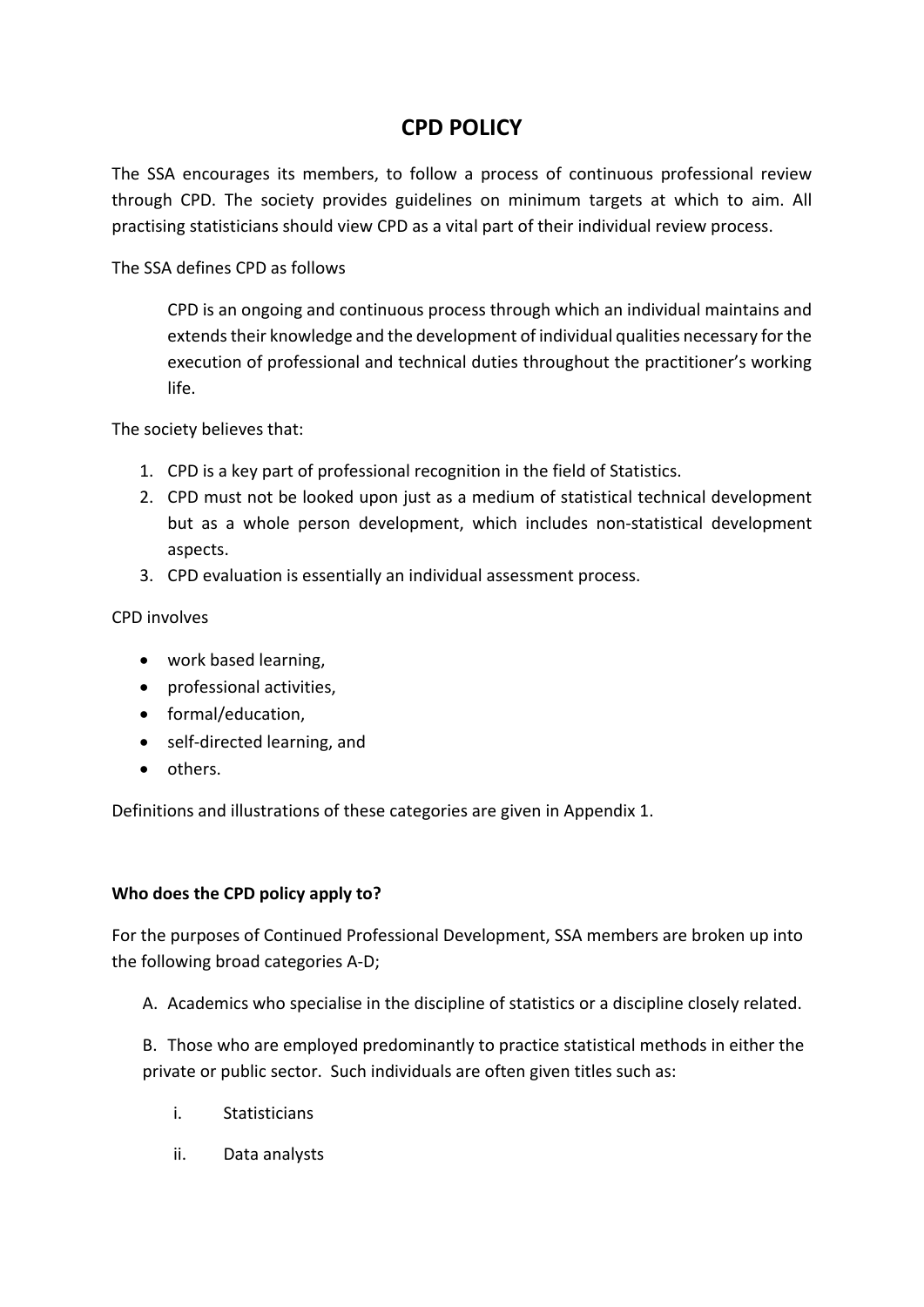# CPD POLICY

The SSA encourages its members, to follow a process of continuous professional review through CPD. The society provides guidelines on minimum targets at which to aim. All practising statisticians should view CPD as a vital part of their individual review process.

The SSA defines CPD as follows

> CPD is an ongoing and continuous process through which an individual maintains and extends their knowledge and the development of individual qualities necessary for the execution of professional and technical duties throughout the practitioner's working life.

The society believes that:

1. CPD is a key part of professional recognition in the field of Statistics.
2. CPD must not be looked upon just as a medium of statistical technical development but as a whole person development, which includes non-statistical development aspects.
3. CPD evaluation is essentially an individual assessment process.

CPD involves

- work based learning,
- professional activities,
- formal/education,
- self-directed learning, and
- others.

Definitions and illustrations of these categories are given in Appendix 1.

**Who does the CPD policy apply to?**

For the purposes of Continued Professional Development, SSA members are broken up into the following broad categories A-D;

A. Academics who specialise in the discipline of statistics or a discipline closely related.

B. Those who are employed predominantly to practice statistical methods in either the private or public sector. Such individuals are often given titles such as:

   i. Statisticians

   ii. Data analysts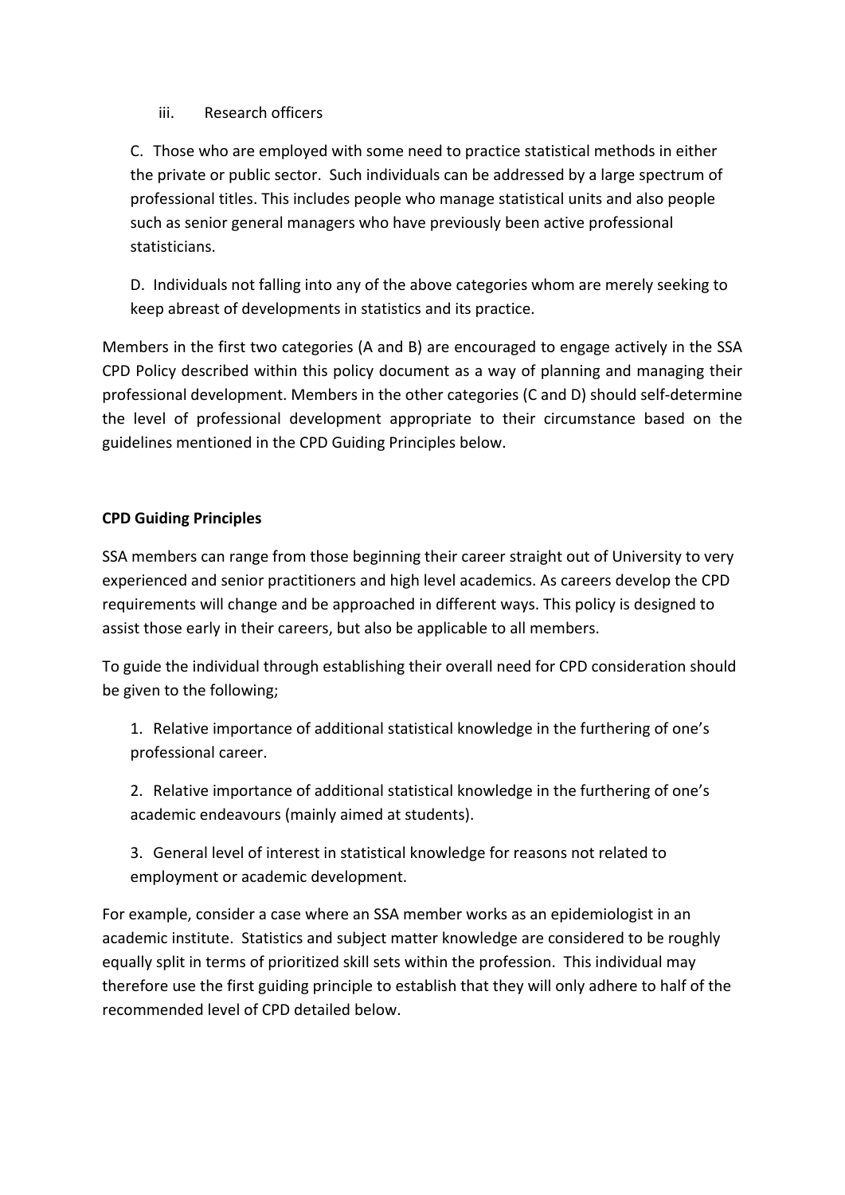iii. Research officers

C. Those who are employed with some need to practice statistical methods in either the private or public sector. Such individuals can be addressed by a large spectrum of professional titles. This includes people who manage statistical units and also people such as senior general managers who have previously been active professional statisticians.

D. Individuals not falling into any of the above categories whom are merely seeking to keep abreast of developments in statistics and its practice.

Members in the first two categories (A and B) are encouraged to engage actively in the SSA CPD Policy described within this policy document as a way of planning and managing their professional development. Members in the other categories (C and D) should self-determine the level of professional development appropriate to their circumstance based on the guidelines mentioned in the CPD Guiding Principles below.

**CPD Guiding Principles**

SSA members can range from those beginning their career straight out of University to very experienced and senior practitioners and high level academics. As careers develop the CPD requirements will change and be approached in different ways. This policy is designed to assist those early in their careers, but also be applicable to all members.

To guide the individual through establishing their overall need for CPD consideration should be given to the following;

1. Relative importance of additional statistical knowledge in the furthering of one's professional career.

2. Relative importance of additional statistical knowledge in the furthering of one's academic endeavours (mainly aimed at students).

3. General level of interest in statistical knowledge for reasons not related to employment or academic development.

For example, consider a case where an SSA member works as an epidemiologist in an academic institute. Statistics and subject matter knowledge are considered to be roughly equally split in terms of prioritized skill sets within the profession. This individual may therefore use the first guiding principle to establish that they will only adhere to half of the recommended level of CPD detailed below.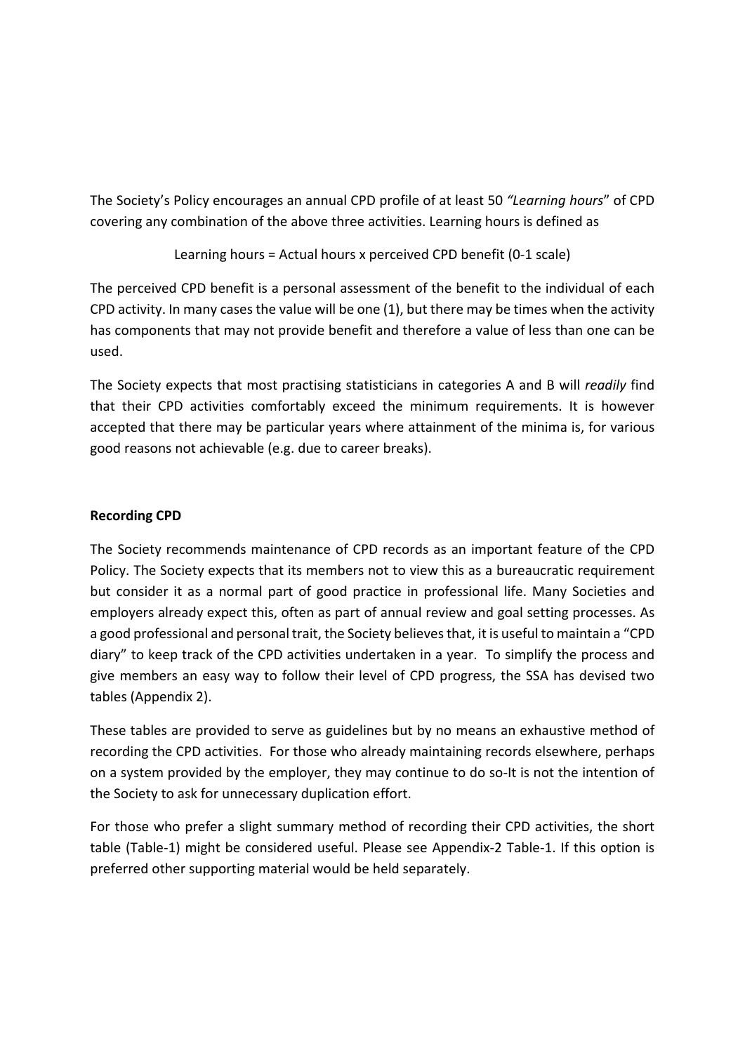The Society's Policy encourages an annual CPD profile of at least 50 *"Learning hours*" of CPD covering any combination of the above three activities. Learning hours is defined as

Learning hours = Actual hours x perceived CPD benefit (0-1 scale)

The perceived CPD benefit is a personal assessment of the benefit to the individual of each CPD activity. In many cases the value will be one (1), but there may be times when the activity has components that may not provide benefit and therefore a value of less than one can be used.

The Society expects that most practising statisticians in categories A and B will *readily* find that their CPD activities comfortably exceed the minimum requirements. It is however accepted that there may be particular years where attainment of the minima is, for various good reasons not achievable (e.g. due to career breaks).

**Recording CPD**

The Society recommends maintenance of CPD records as an important feature of the CPD Policy. The Society expects that its members not to view this as a bureaucratic requirement but consider it as a normal part of good practice in professional life. Many Societies and employers already expect this, often as part of annual review and goal setting processes. As a good professional and personal trait, the Society believes that, it is useful to maintain a "CPD diary" to keep track of the CPD activities undertaken in a year. To simplify the process and give members an easy way to follow their level of CPD progress, the SSA has devised two tables (Appendix 2).

These tables are provided to serve as guidelines but by no means an exhaustive method of recording the CPD activities. For those who already maintaining records elsewhere, perhaps on a system provided by the employer, they may continue to do so-It is not the intention of the Society to ask for unnecessary duplication effort.

For those who prefer a slight summary method of recording their CPD activities, the short table (Table-1) might be considered useful. Please see Appendix-2 Table-1. If this option is preferred other supporting material would be held separately.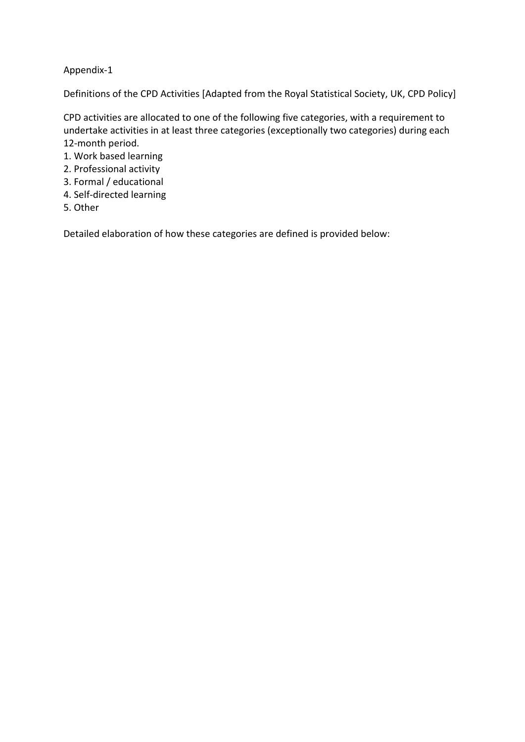Appendix-1

Definitions of the CPD Activities [Adapted from the Royal Statistical Society, UK, CPD Policy]

CPD activities are allocated to one of the following five categories, with a requirement to undertake activities in at least three categories (exceptionally two categories) during each 12-month period.

1. Work based learning
2. Professional activity
3. Formal / educational
4. Self-directed learning
5. Other

Detailed elaboration of how these categories are defined is provided below: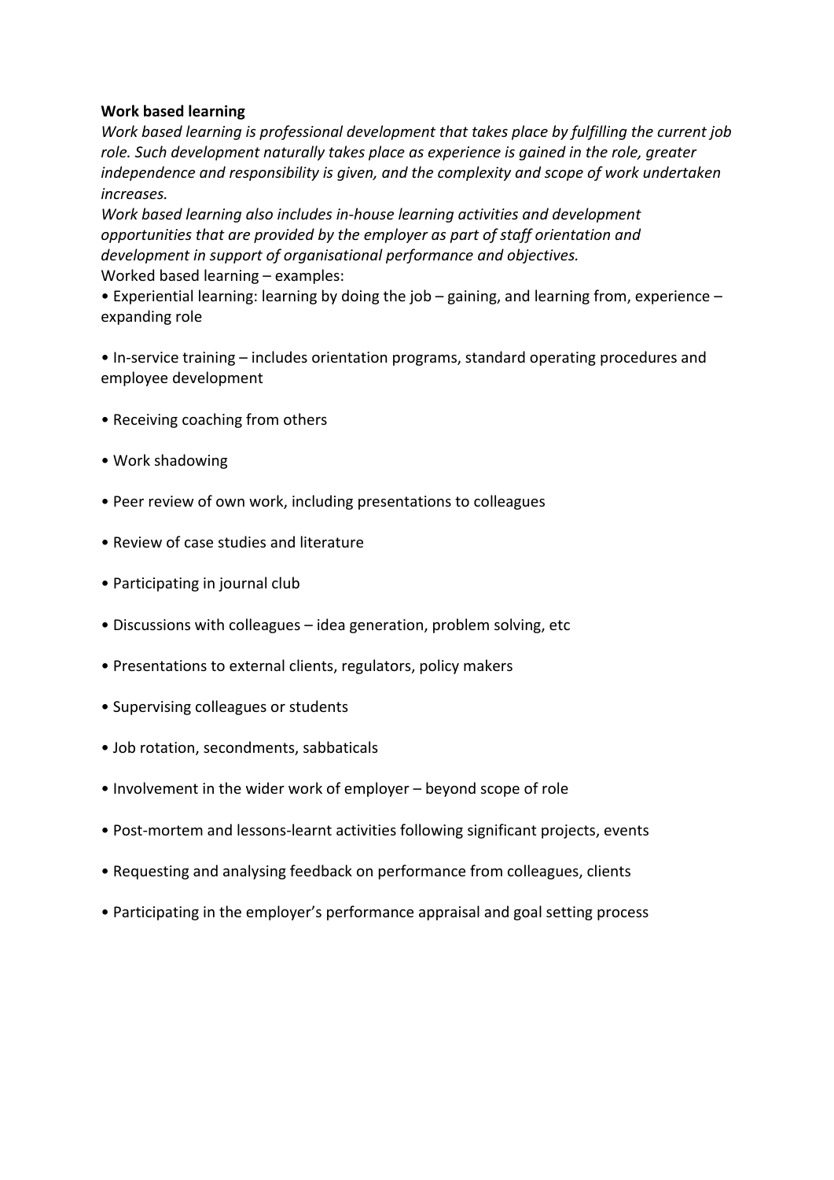**Work based learning**

*Work based learning is professional development that takes place by fulfilling the current job role. Such development naturally takes place as experience is gained in the role, greater independence and responsibility is given, and the complexity and scope of work undertaken increases.*

*Work based learning also includes in-house learning activities and development opportunities that are provided by the employer as part of staff orientation and development in support of organisational performance and objectives.*

Worked based learning – examples:

- Experiential learning: learning by doing the job – gaining, and learning from, experience – expanding role
- In-service training – includes orientation programs, standard operating procedures and employee development
- Receiving coaching from others
- Work shadowing
- Peer review of own work, including presentations to colleagues
- Review of case studies and literature
- Participating in journal club
- Discussions with colleagues – idea generation, problem solving, etc
- Presentations to external clients, regulators, policy makers
- Supervising colleagues or students
- Job rotation, secondments, sabbaticals
- Involvement in the wider work of employer – beyond scope of role
- Post-mortem and lessons-learnt activities following significant projects, events
- Requesting and analysing feedback on performance from colleagues, clients
- Participating in the employer's performance appraisal and goal setting process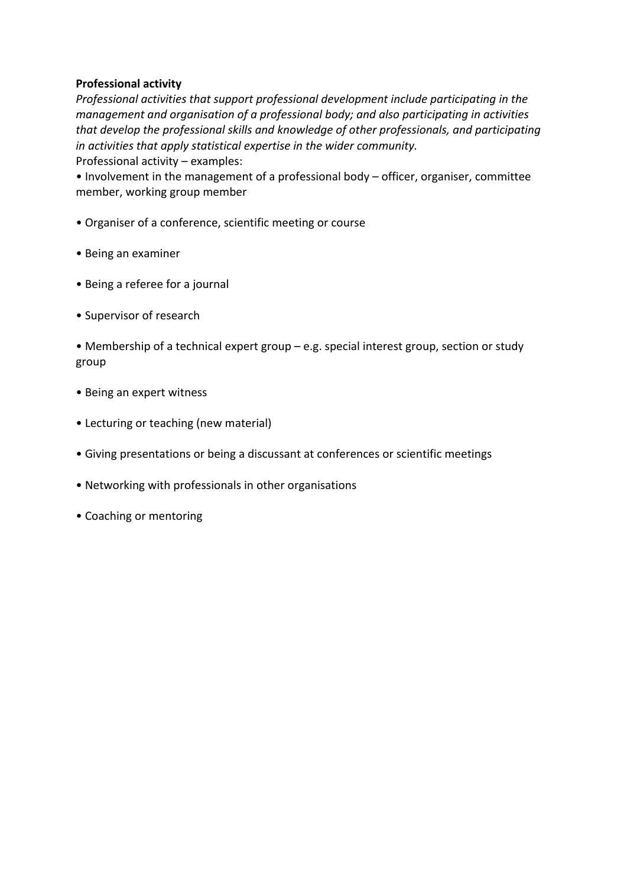**Professional activity**

*Professional activities that support professional development include participating in the management and organisation of a professional body; and also participating in activities that develop the professional skills and knowledge of other professionals, and participating in activities that apply statistical expertise in the wider community.*

Professional activity – examples:

- Involvement in the management of a professional body – officer, organiser, committee member, working group member
- Organiser of a conference, scientific meeting or course
- Being an examiner
- Being a referee for a journal
- Supervisor of research
- Membership of a technical expert group – e.g. special interest group, section or study group
- Being an expert witness
- Lecturing or teaching (new material)
- Giving presentations or being a discussant at conferences or scientific meetings
- Networking with professionals in other organisations
- Coaching or mentoring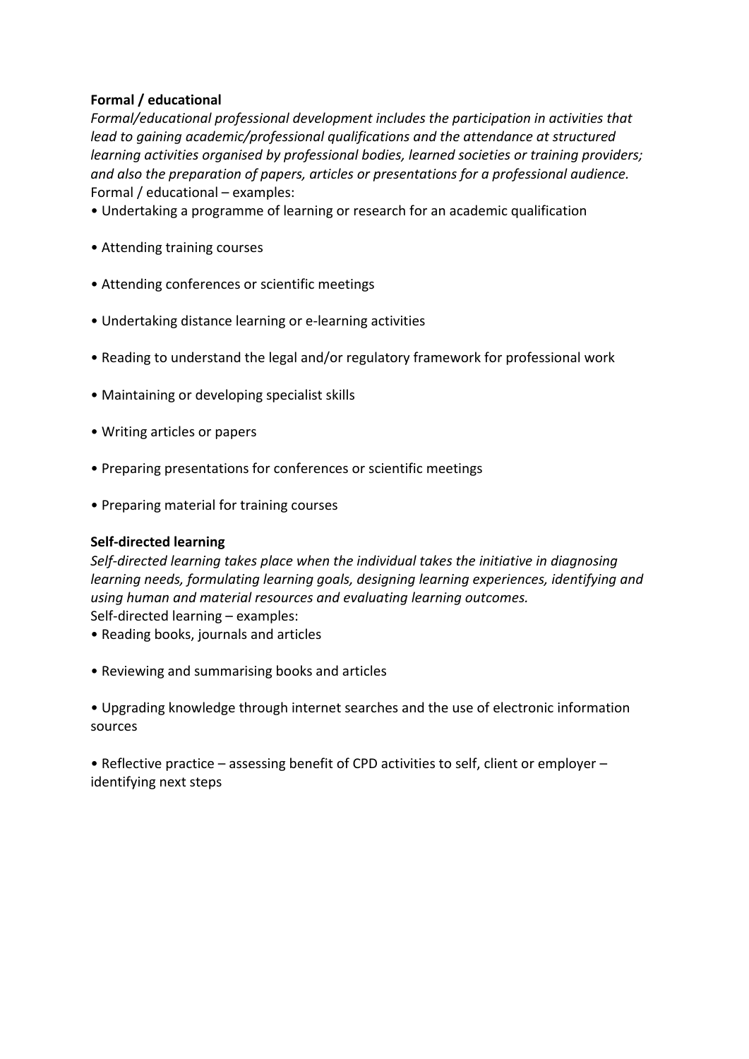**Formal / educational**

*Formal/educational professional development includes the participation in activities that lead to gaining academic/professional qualifications and the attendance at structured learning activities organised by professional bodies, learned societies or training providers; and also the preparation of papers, articles or presentations for a professional audience.*

Formal / educational – examples:

- Undertaking a programme of learning or research for an academic qualification
- Attending training courses
- Attending conferences or scientific meetings
- Undertaking distance learning or e-learning activities
- Reading to understand the legal and/or regulatory framework for professional work
- Maintaining or developing specialist skills
- Writing articles or papers
- Preparing presentations for conferences or scientific meetings
- Preparing material for training courses

**Self-directed learning**

*Self-directed learning takes place when the individual takes the initiative in diagnosing learning needs, formulating learning goals, designing learning experiences, identifying and using human and material resources and evaluating learning outcomes.*

Self-directed learning – examples:

- Reading books, journals and articles
- Reviewing and summarising books and articles
- Upgrading knowledge through internet searches and the use of electronic information sources
- Reflective practice – assessing benefit of CPD activities to self, client or employer – identifying next steps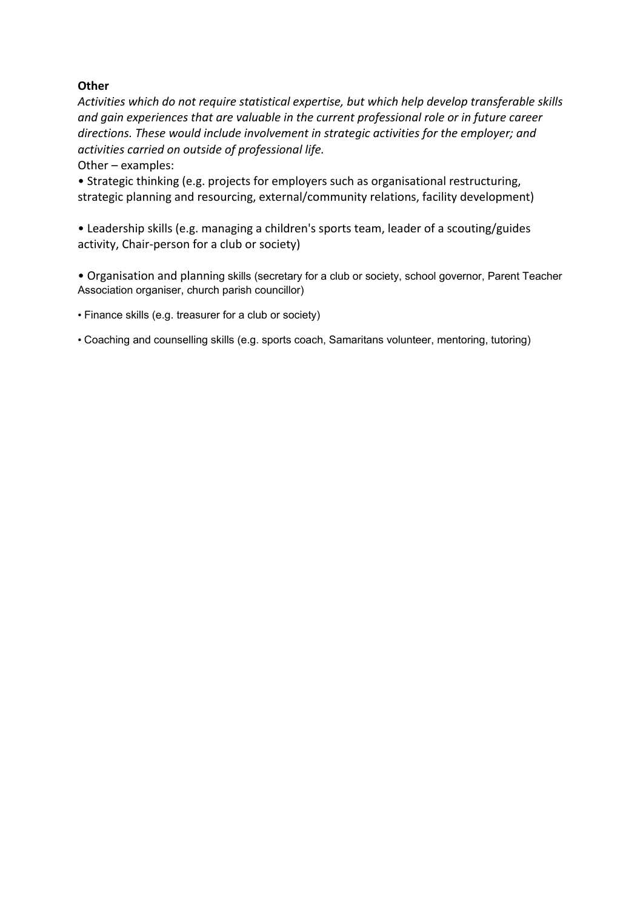**Other**

*Activities which do not require statistical expertise, but which help develop transferable skills and gain experiences that are valuable in the current professional role or in future career directions. These would include involvement in strategic activities for the employer; and activities carried on outside of professional life.*

Other – examples:

- Strategic thinking (e.g. projects for employers such as organisational restructuring, strategic planning and resourcing, external/community relations, facility development)

- Leadership skills (e.g. managing a children's sports team, leader of a scouting/guides activity, Chair-person for a club or society)

- Organisation and planning skills (secretary for a club or society, school governor, Parent Teacher Association organiser, church parish councillor)

- Finance skills (e.g. treasurer for a club or society)

- Coaching and counselling skills (e.g. sports coach, Samaritans volunteer, mentoring, tutoring)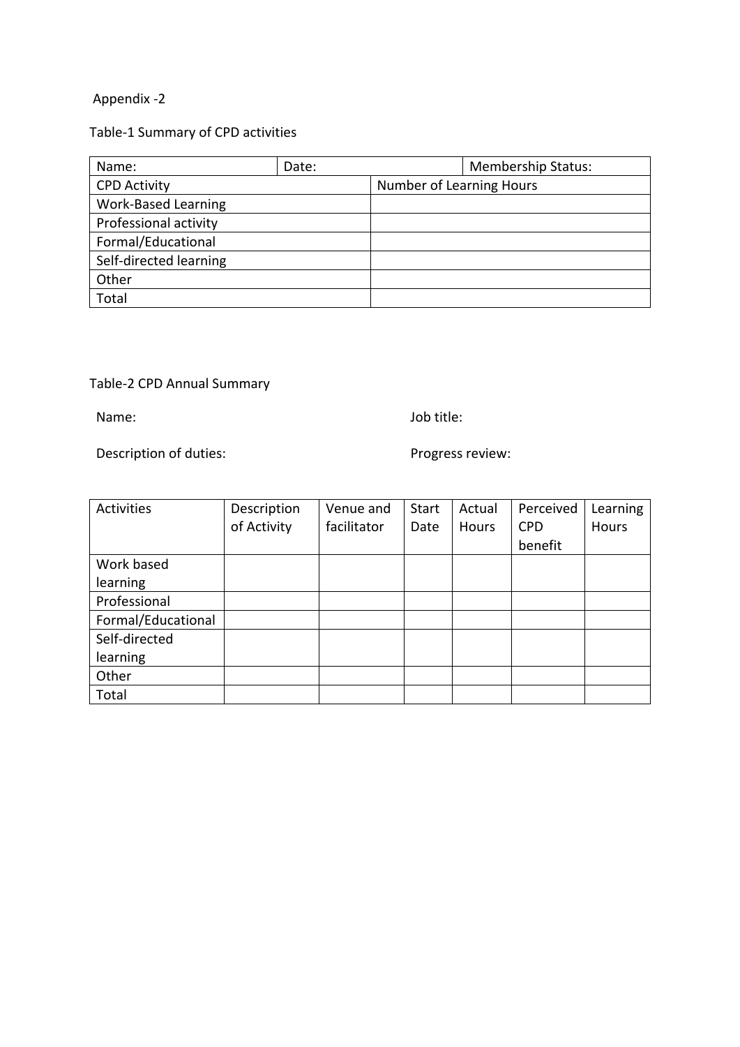Appendix -2

Table-1 Summary of CPD activities

| Name: | Date: | Membership Status: |
|---|---|---|
| CPD Activity | Number of Learning Hours | |
| Work-Based Learning | | |
| Professional activity | | |
| Formal/Educational | | |
| Self-directed learning | | |
| Other | | |
| Total | | |

Table-2 CPD Annual Summary

Name: Job title:

Description of duties: Progress review:

| Activities | Description of Activity | Venue and facilitator | Start Date | Actual Hours | Perceived CPD benefit | Learning Hours |
|---|---|---|---|---|---|---|
| Work based learning | | | | | | |
| Professional | | | | | | |
| Formal/Educational | | | | | | |
| Self-directed learning | | | | | | |
| Other | | | | | | |
| Total | | | | | | |